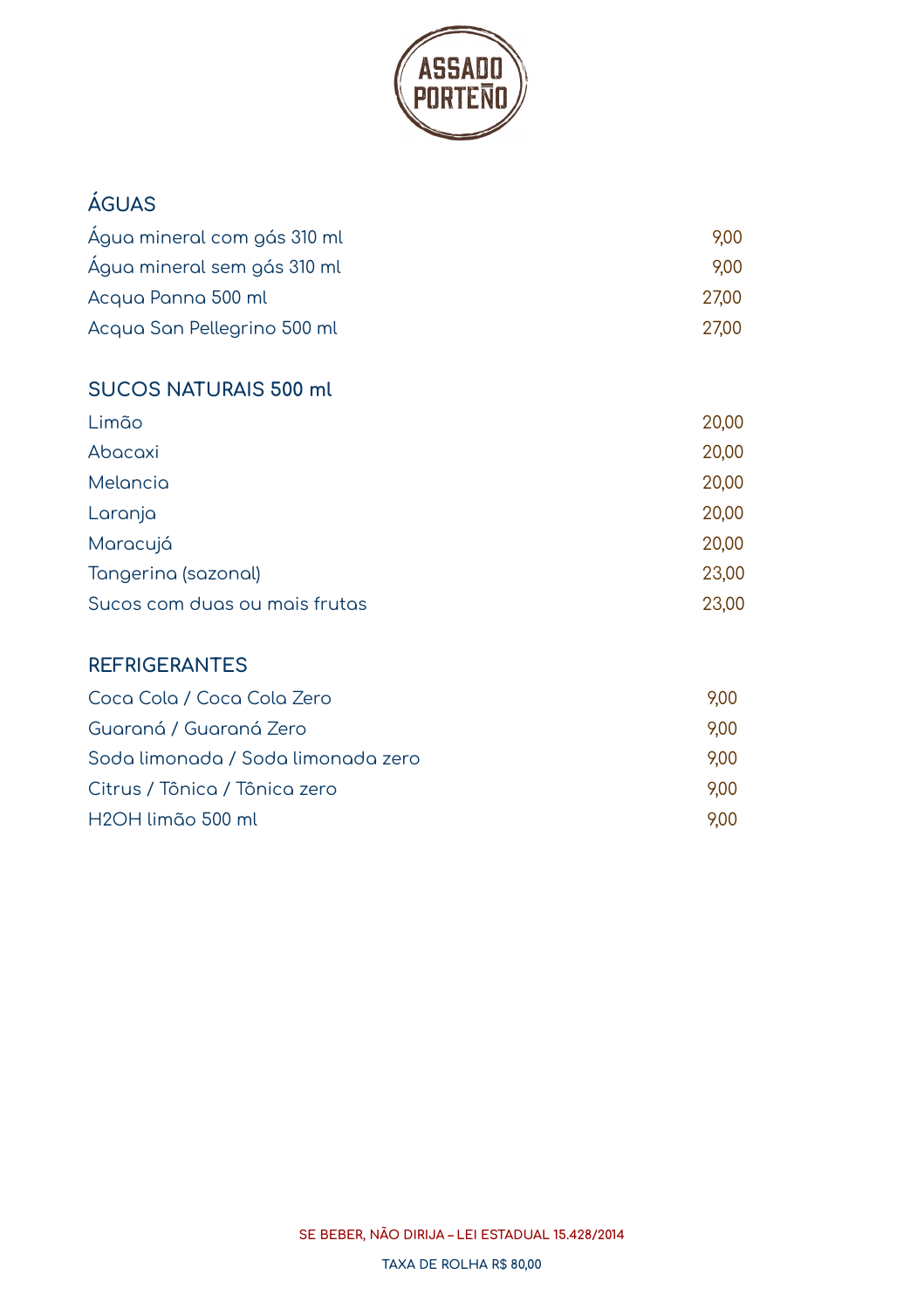# ASSADO PORTEÑO

## ÁGUAS

| | |
|---|---|
| Água mineral com gás 310 ml | 9,00 |
| Água mineral sem gás 310 ml | 9,00 |
| Acqua Panna 500 ml | 27,00 |
| Acqua San Pellegrino 500 ml | 27,00 |

## SUCOS NATURAIS 500 ml

| | |
|---|---|
| Limão | 20,00 |
| Abacaxi | 20,00 |
| Melancia | 20,00 |
| Laranja | 20,00 |
| Maracujá | 20,00 |
| Tangerina (sazonal) | 23,00 |
| Sucos com duas ou mais frutas | 23,00 |

## REFRIGERANTES

| | |
|---|---|
| Coca Cola / Coca Cola Zero | 9,00 |
| Guaraná / Guaraná Zero | 9,00 |
| Soda limonada / Soda limonada zero | 9,00 |
| Citrus / Tônica / Tônica zero | 9,00 |
| H2OH limão 500 ml | 9,00 |

**SE BEBER, NÃO DIRIJA – LEI ESTADUAL 15.428/2014**

**TAXA DE ROLHA R$ 80,00**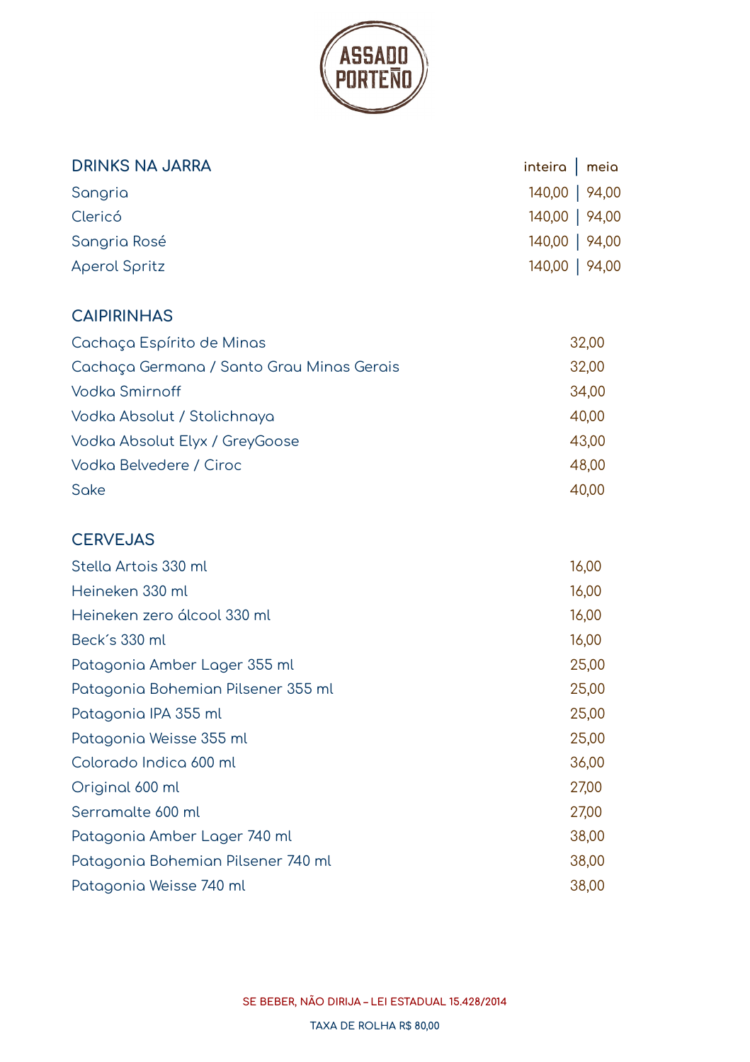# ASSADO PORTEÑO

## DRINKS NA JARRA

| | inteira | meia |
|---|---|---|
| Sangria | 140,00 | 94,00 |
| Clericó | 140,00 | 94,00 |
| Sangria Rosé | 140,00 | 94,00 |
| Aperol Spritz | 140,00 | 94,00 |

## CAIPIRINHAS

| | |
|---|---|
| Cachaça Espírito de Minas | 32,00 |
| Cachaça Germana / Santo Grau Minas Gerais | 32,00 |
| Vodka Smirnoff | 34,00 |
| Vodka Absolut / Stolichnaya | 40,00 |
| Vodka Absolut Elyx / GreyGoose | 43,00 |
| Vodka Belvedere / Ciroc | 48,00 |
| Sake | 40,00 |

## CERVEJAS

| | |
|---|---|
| Stella Artois 330 ml | 16,00 |
| Heineken 330 ml | 16,00 |
| Heineken zero álcool 330 ml | 16,00 |
| Beck´s 330 ml | 16,00 |
| Patagonia Amber Lager 355 ml | 25,00 |
| Patagonia Bohemian Pilsener 355 ml | 25,00 |
| Patagonia IPA 355 ml | 25,00 |
| Patagonia Weisse 355 ml | 25,00 |
| Colorado Indica 600 ml | 36,00 |
| Original 600 ml | 27,00 |
| Serramalte 600 ml | 27,00 |
| Patagonia Amber Lager 740 ml | 38,00 |
| Patagonia Bohemian Pilsener 740 ml | 38,00 |
| Patagonia Weisse 740 ml | 38,00 |

**SE BEBER, NÃO DIRIJA – LEI ESTADUAL 15.428/2014**

**TAXA DE ROLHA R$ 80,00**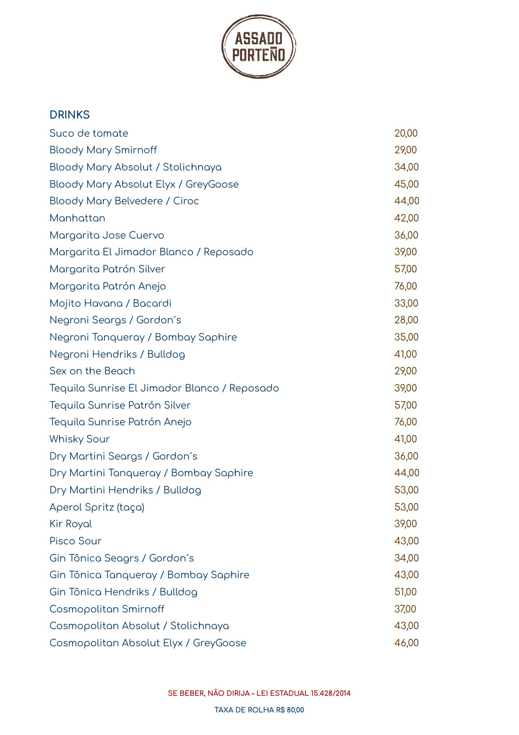# ASSADO PORTEÑO

## DRINKS

| | |
|---|---|
| Suco de tomate | 20,00 |
| Bloody Mary Smirnoff | 29,00 |
| Bloody Mary Absolut / Stolichnaya | 34,00 |
| Bloody Mary Absolut Elyx / GreyGoose | 45,00 |
| Bloody Mary Belvedere / Ciroc | 44,00 |
| Manhattan | 42,00 |
| Margarita Jose Cuervo | 36,00 |
| Margarita El Jimador Blanco / Reposado | 39,00 |
| Margarita Patrón Silver | 57,00 |
| Margarita Patrón Anejo | 76,00 |
| Mojito Havana / Bacardi | 33,00 |
| Negroni Seargs / Gordon´s | 28,00 |
| Negroni Tanqueray / Bombay Saphire | 35,00 |
| Negroni Hendriks / Bulldog | 41,00 |
| Sex on the Beach | 29,00 |
| Tequila Sunrise El Jimador Blanco / Reposado | 39,00 |
| Tequila Sunrise Patrón Silver | 57,00 |
| Tequila Sunrise Patrón Anejo | 76,00 |
| Whisky Sour | 41,00 |
| Dry Martini Seargs / Gordon´s | 36,00 |
| Dry Martini Tanqueray / Bombay Saphire | 44,00 |
| Dry Martini Hendriks / Bulldog | 53,00 |
| Aperol Spritz (taça) | 53,00 |
| Kir Royal | 39,00 |
| Pisco Sour | 43,00 |
| Gin Tônica Seagrs / Gordon´s | 34,00 |
| Gin Tônica Tanqueray / Bombay Saphire | 43,00 |
| Gin Tônica Hendriks / Bulldog | 51,00 |
| Cosmopolitan Smirnoff | 37,00 |
| Cosmopolitan Absolut / Stolichnaya | 43,00 |
| Cosmopolitan Absolut Elyx / GreyGoose | 46,00 |

**SE BEBER, NÃO DIRIJA – LEI ESTADUAL 15.428/2014**

**TAXA DE ROLHA R$ 80,00**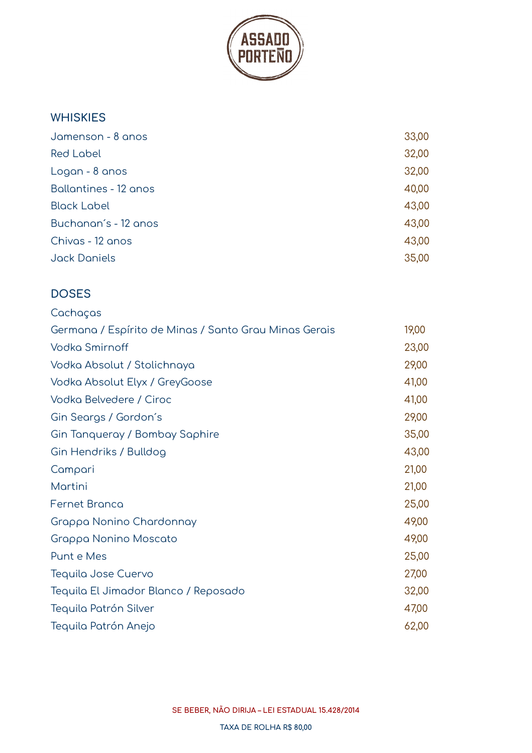ASSADO PORTEÑO

## WHISKIES

| | |
|---|---|
| Jamenson - 8 anos | 33,00 |
| Red Label | 32,00 |
| Logan - 8 anos | 32,00 |
| Ballantines - 12 anos | 40,00 |
| Black Label | 43,00 |
| Buchanan´s - 12 anos | 43,00 |
| Chivas - 12 anos | 43,00 |
| Jack Daniels | 35,00 |

## DOSES

| | |
|---|---|
| Cachaças | |
| Germana / Espírito de Minas / Santo Grau Minas Gerais | 19,00 |
| Vodka Smirnoff | 23,00 |
| Vodka Absolut / Stolichnaya | 29,00 |
| Vodka Absolut Elyx / GreyGoose | 41,00 |
| Vodka Belvedere / Ciroc | 41,00 |
| Gin Seargs / Gordon´s | 29,00 |
| Gin Tanqueray / Bombay Saphire | 35,00 |
| Gin Hendriks / Bulldog | 43,00 |
| Campari | 21,00 |
| Martini | 21,00 |
| Fernet Branca | 25,00 |
| Grappa Nonino Chardonnay | 49,00 |
| Grappa Nonino Moscato | 49,00 |
| Punt e Mes | 25,00 |
| Tequila Jose Cuervo | 27,00 |
| Tequila El Jimador Blanco / Reposado | 32,00 |
| Tequila Patrón Silver | 47,00 |
| Tequila Patrón Anejo | 62,00 |

**SE BEBER, NÃO DIRIJA – LEI ESTADUAL 15.428/2014**

**TAXA DE ROLHA R$ 80,00**